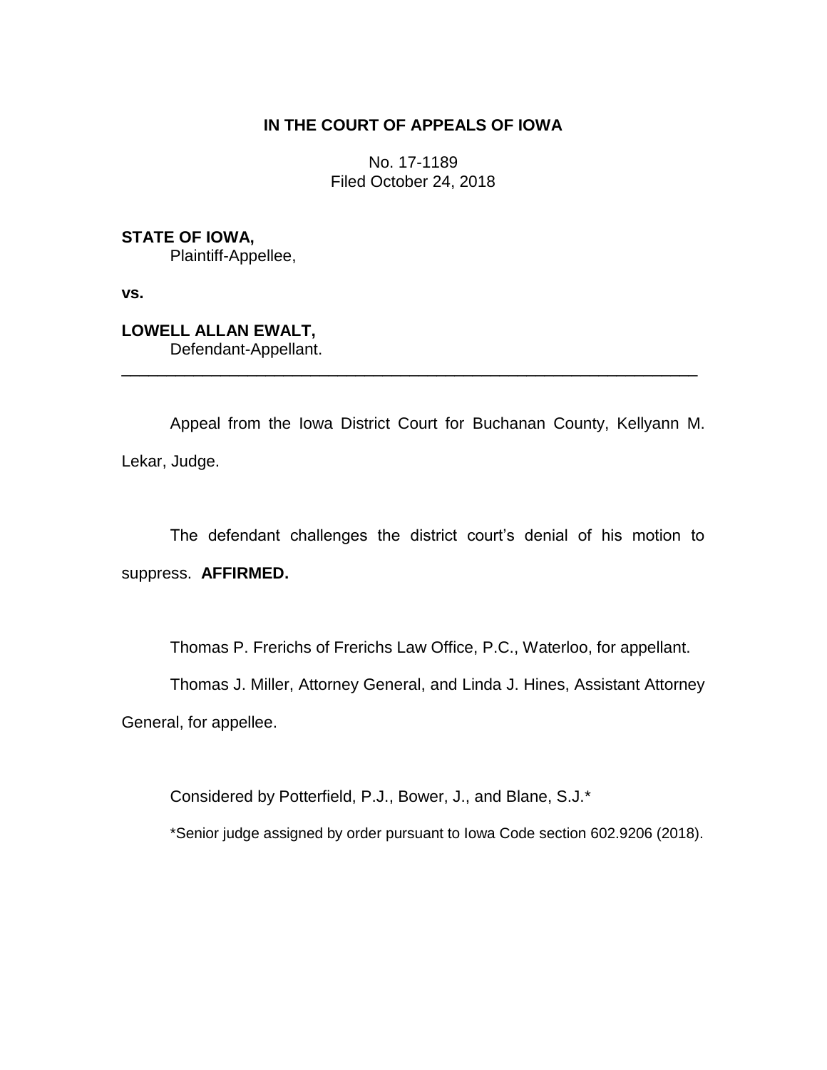**IN THE COURT OF APPEALS OF IOWA**

No. 17-1189
Filed October 24, 2018

**STATE OF IOWA,**
Plaintiff-Appellee,

**vs.**

**LOWELL ALLAN EWALT,**
Defendant-Appellant.

---

Appeal from the Iowa District Court for Buchanan County, Kellyann M. Lekar, Judge.

The defendant challenges the district court's denial of his motion to suppress. **AFFIRMED.**

Thomas P. Frerichs of Frerichs Law Office, P.C., Waterloo, for appellant.

Thomas J. Miller, Attorney General, and Linda J. Hines, Assistant Attorney General, for appellee.

Considered by Potterfield, P.J., Bower, J., and Blane, S.J.*

*Senior judge assigned by order pursuant to Iowa Code section 602.9206 (2018).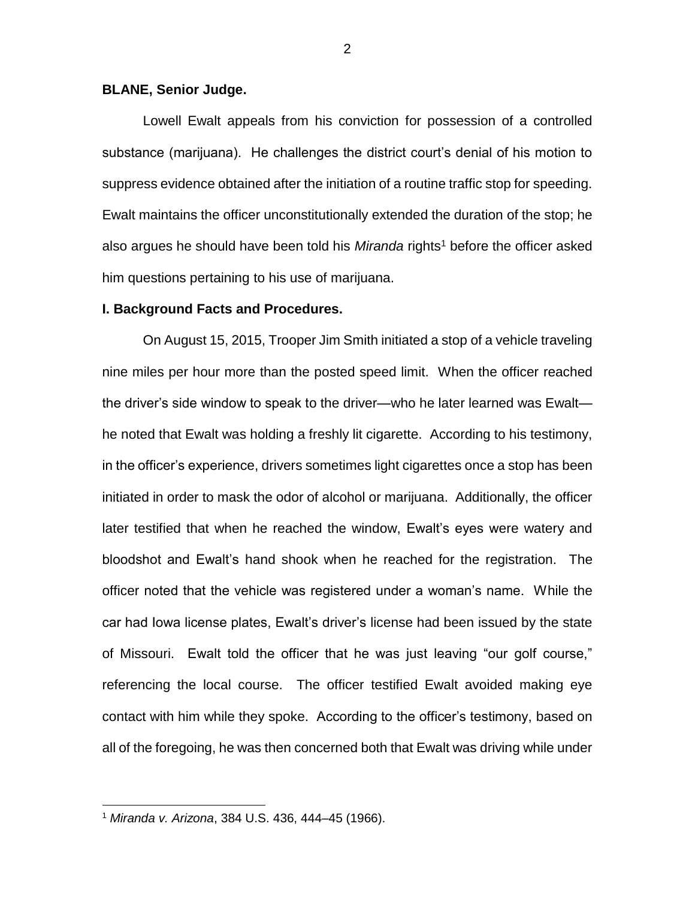**BLANE, Senior Judge.**

Lowell Ewalt appeals from his conviction for possession of a controlled substance (marijuana). He challenges the district court's denial of his motion to suppress evidence obtained after the initiation of a routine traffic stop for speeding. Ewalt maintains the officer unconstitutionally extended the duration of the stop; he also argues he should have been told his *Miranda* rights[1] before the officer asked him questions pertaining to his use of marijuana.

**I. Background Facts and Procedures.**

On August 15, 2015, Trooper Jim Smith initiated a stop of a vehicle traveling nine miles per hour more than the posted speed limit. When the officer reached the driver's side window to speak to the driver—who he later learned was Ewalt—he noted that Ewalt was holding a freshly lit cigarette. According to his testimony, in the officer's experience, drivers sometimes light cigarettes once a stop has been initiated in order to mask the odor of alcohol or marijuana. Additionally, the officer later testified that when he reached the window, Ewalt's eyes were watery and bloodshot and Ewalt's hand shook when he reached for the registration. The officer noted that the vehicle was registered under a woman's name. While the car had Iowa license plates, Ewalt's driver's license had been issued by the state of Missouri. Ewalt told the officer that he was just leaving "our golf course," referencing the local course. The officer testified Ewalt avoided making eye contact with him while they spoke. According to the officer's testimony, based on all of the foregoing, he was then concerned both that Ewalt was driving while under

[1] *Miranda v. Arizona*, 384 U.S. 436, 444–45 (1966).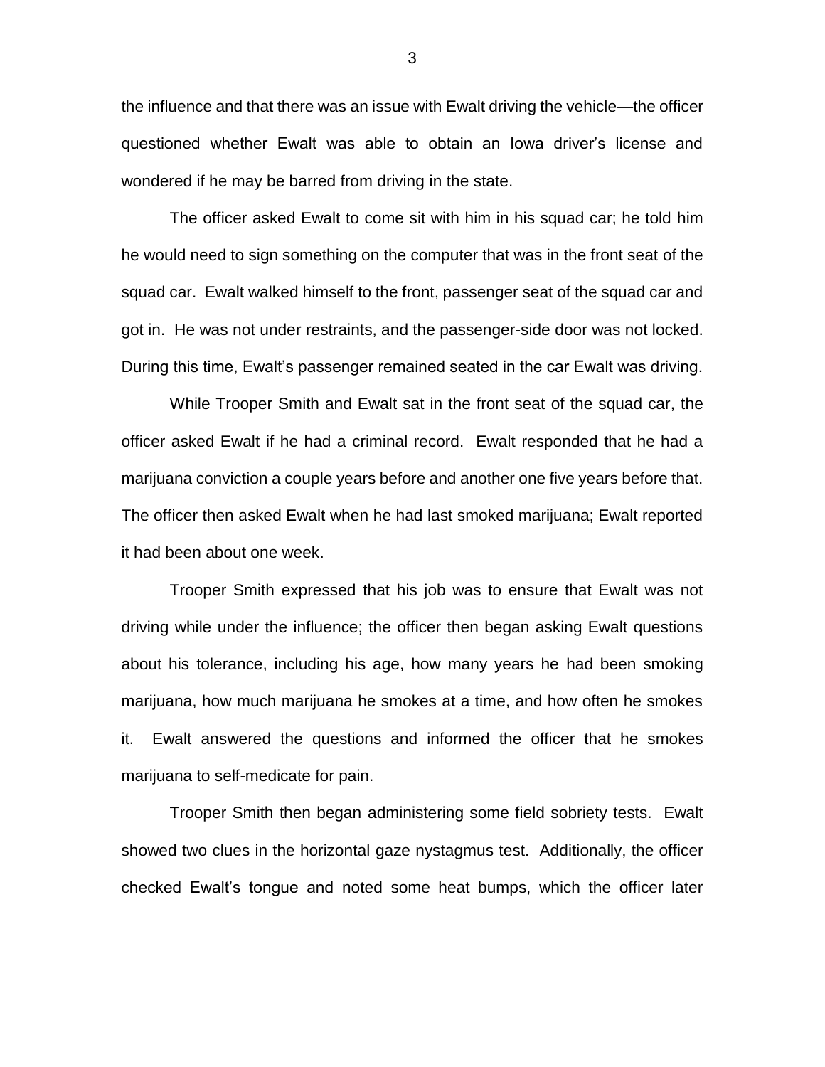the influence and that there was an issue with Ewalt driving the vehicle—the officer questioned whether Ewalt was able to obtain an Iowa driver's license and wondered if he may be barred from driving in the state.

The officer asked Ewalt to come sit with him in his squad car; he told him he would need to sign something on the computer that was in the front seat of the squad car. Ewalt walked himself to the front, passenger seat of the squad car and got in. He was not under restraints, and the passenger-side door was not locked. During this time, Ewalt's passenger remained seated in the car Ewalt was driving.

While Trooper Smith and Ewalt sat in the front seat of the squad car, the officer asked Ewalt if he had a criminal record. Ewalt responded that he had a marijuana conviction a couple years before and another one five years before that. The officer then asked Ewalt when he had last smoked marijuana; Ewalt reported it had been about one week.

Trooper Smith expressed that his job was to ensure that Ewalt was not driving while under the influence; the officer then began asking Ewalt questions about his tolerance, including his age, how many years he had been smoking marijuana, how much marijuana he smokes at a time, and how often he smokes it. Ewalt answered the questions and informed the officer that he smokes marijuana to self-medicate for pain.

Trooper Smith then began administering some field sobriety tests. Ewalt showed two clues in the horizontal gaze nystagmus test. Additionally, the officer checked Ewalt's tongue and noted some heat bumps, which the officer later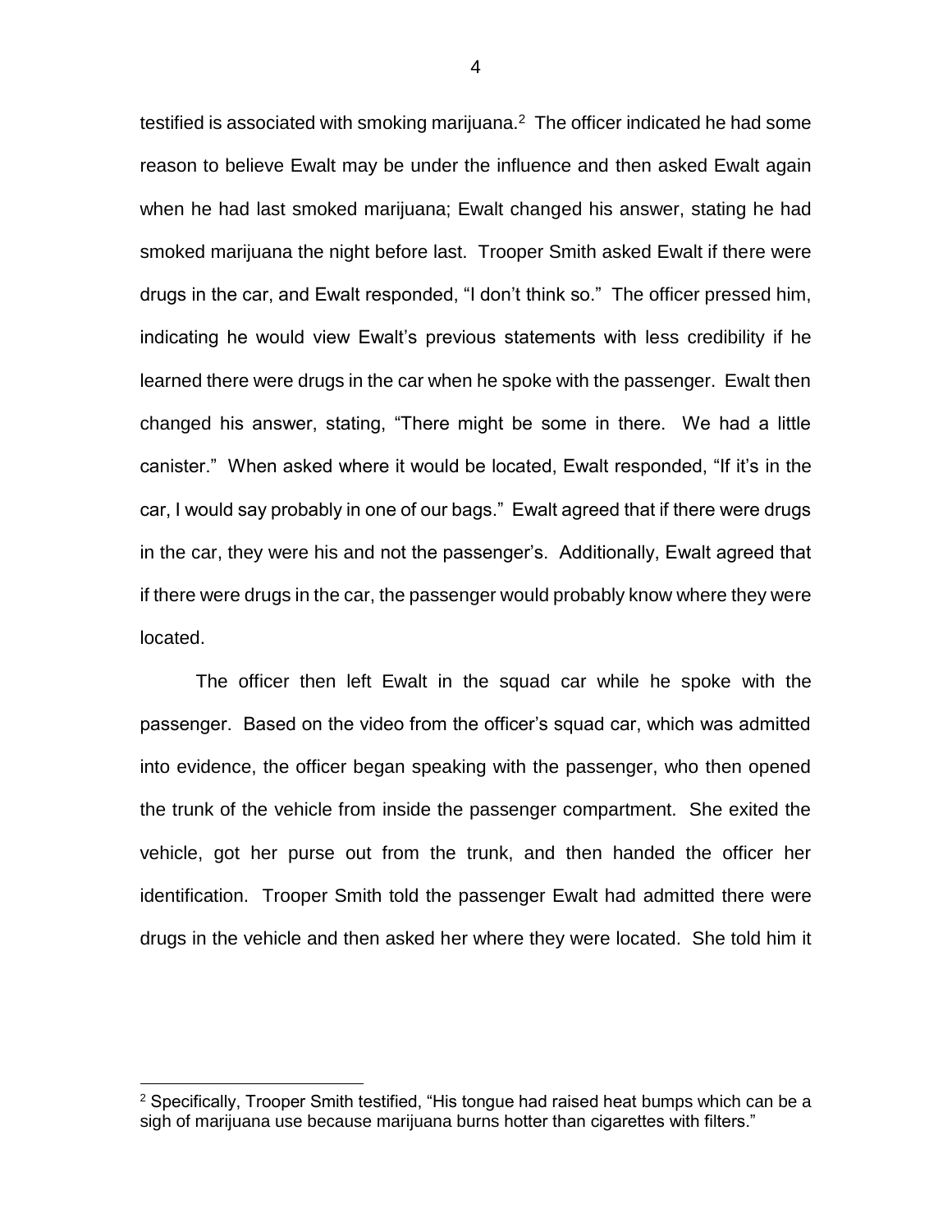testified is associated with smoking marijuana.[2] The officer indicated he had some reason to believe Ewalt may be under the influence and then asked Ewalt again when he had last smoked marijuana; Ewalt changed his answer, stating he had smoked marijuana the night before last. Trooper Smith asked Ewalt if there were drugs in the car, and Ewalt responded, "I don't think so." The officer pressed him, indicating he would view Ewalt's previous statements with less credibility if he learned there were drugs in the car when he spoke with the passenger. Ewalt then changed his answer, stating, "There might be some in there. We had a little canister." When asked where it would be located, Ewalt responded, "If it's in the car, I would say probably in one of our bags." Ewalt agreed that if there were drugs in the car, they were his and not the passenger's. Additionally, Ewalt agreed that if there were drugs in the car, the passenger would probably know where they were located.

The officer then left Ewalt in the squad car while he spoke with the passenger. Based on the video from the officer's squad car, which was admitted into evidence, the officer began speaking with the passenger, who then opened the trunk of the vehicle from inside the passenger compartment. She exited the vehicle, got her purse out from the trunk, and then handed the officer her identification. Trooper Smith told the passenger Ewalt had admitted there were drugs in the vehicle and then asked her where they were located. She told him it

---

[2] Specifically, Trooper Smith testified, "His tongue had raised heat bumps which can be a sigh of marijuana use because marijuana burns hotter than cigarettes with filters."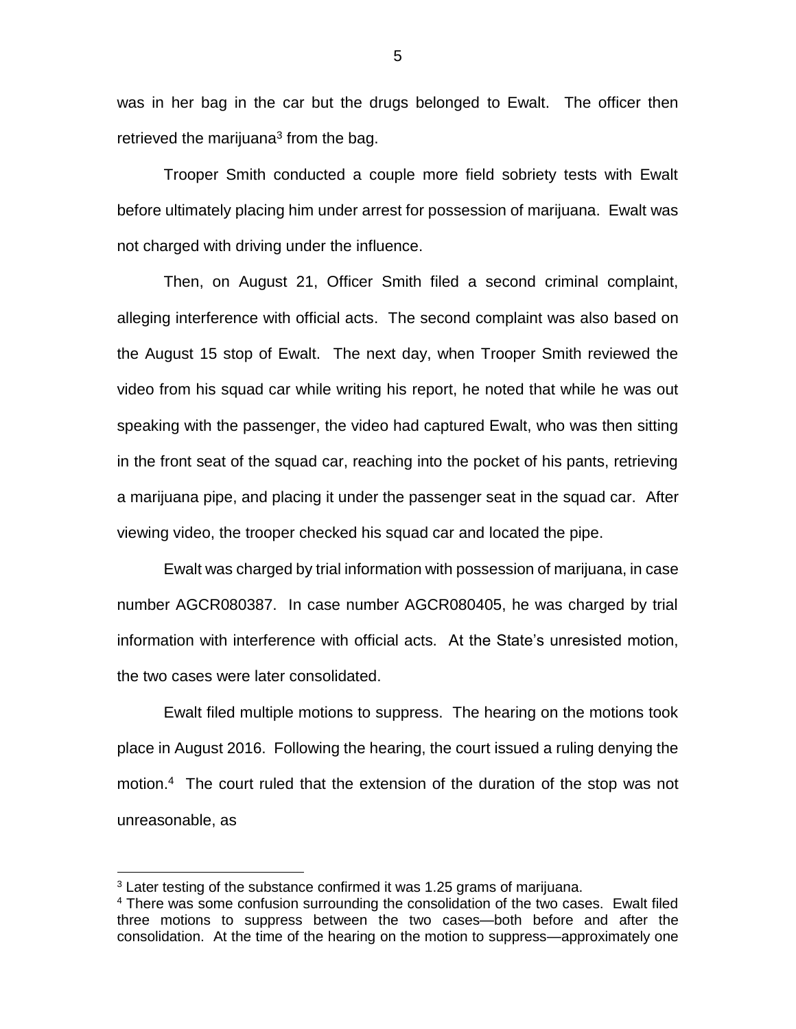was in her bag in the car but the drugs belonged to Ewalt. The officer then retrieved the marijuana[3] from the bag.

Trooper Smith conducted a couple more field sobriety tests with Ewalt before ultimately placing him under arrest for possession of marijuana. Ewalt was not charged with driving under the influence.

Then, on August 21, Officer Smith filed a second criminal complaint, alleging interference with official acts. The second complaint was also based on the August 15 stop of Ewalt. The next day, when Trooper Smith reviewed the video from his squad car while writing his report, he noted that while he was out speaking with the passenger, the video had captured Ewalt, who was then sitting in the front seat of the squad car, reaching into the pocket of his pants, retrieving a marijuana pipe, and placing it under the passenger seat in the squad car. After viewing video, the trooper checked his squad car and located the pipe.

Ewalt was charged by trial information with possession of marijuana, in case number AGCR080387. In case number AGCR080405, he was charged by trial information with interference with official acts. At the State's unresisted motion, the two cases were later consolidated.

Ewalt filed multiple motions to suppress. The hearing on the motions took place in August 2016. Following the hearing, the court issued a ruling denying the motion.[4] The court ruled that the extension of the duration of the stop was not unreasonable, as

---

[3] Later testing of the substance confirmed it was 1.25 grams of marijuana.

[4] There was some confusion surrounding the consolidation of the two cases. Ewalt filed three motions to suppress between the two cases—both before and after the consolidation. At the time of the hearing on the motion to suppress—approximately one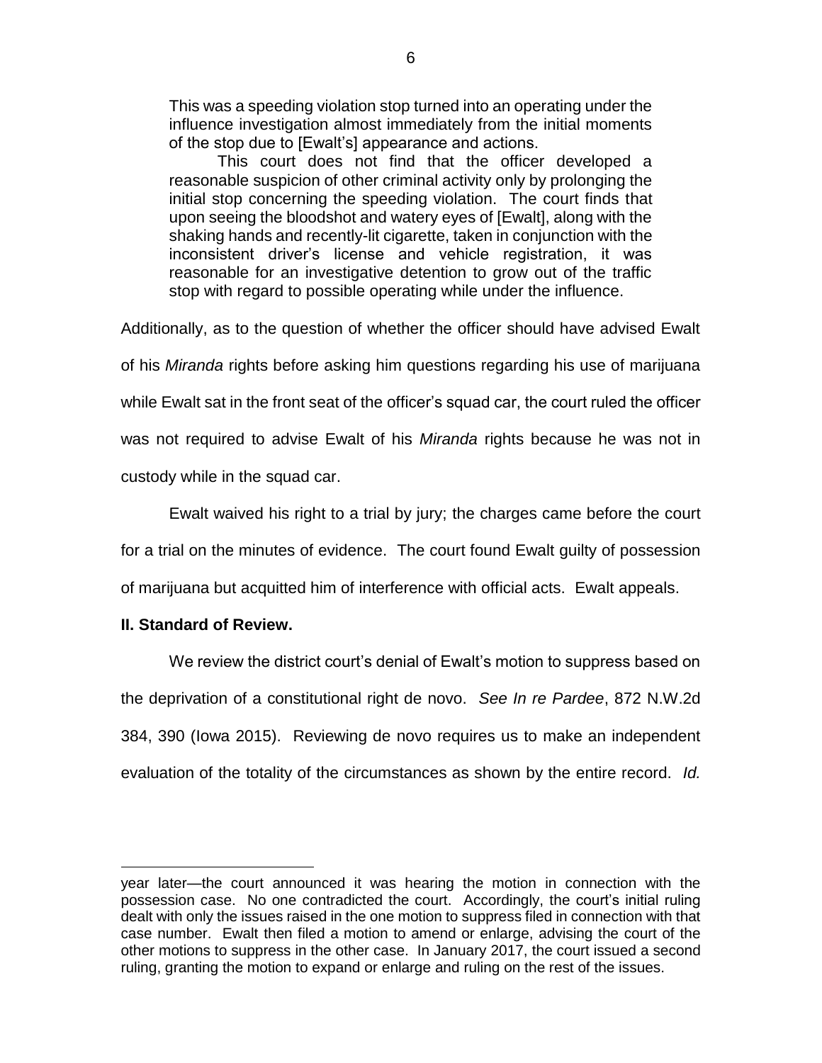> This was a speeding violation stop turned into an operating under the influence investigation almost immediately from the initial moments of the stop due to [Ewalt's] appearance and actions.
>
> This court does not find that the officer developed a reasonable suspicion of other criminal activity only by prolonging the initial stop concerning the speeding violation. The court finds that upon seeing the bloodshot and watery eyes of [Ewalt], along with the shaking hands and recently-lit cigarette, taken in conjunction with the inconsistent driver's license and vehicle registration, it was reasonable for an investigative detention to grow out of the traffic stop with regard to possible operating while under the influence.

Additionally, as to the question of whether the officer should have advised Ewalt of his *Miranda* rights before asking him questions regarding his use of marijuana while Ewalt sat in the front seat of the officer's squad car, the court ruled the officer was not required to advise Ewalt of his *Miranda* rights because he was not in custody while in the squad car.

Ewalt waived his right to a trial by jury; the charges came before the court for a trial on the minutes of evidence. The court found Ewalt guilty of possession of marijuana but acquitted him of interference with official acts. Ewalt appeals.

## II. Standard of Review.

We review the district court's denial of Ewalt's motion to suppress based on the deprivation of a constitutional right de novo. *See In re Pardee*, 872 N.W.2d 384, 390 (Iowa 2015). Reviewing de novo requires us to make an independent evaluation of the totality of the circumstances as shown by the entire record. *Id.*

---

year later—the court announced it was hearing the motion in connection with the possession case. No one contradicted the court. Accordingly, the court's initial ruling dealt with only the issues raised in the one motion to suppress filed in connection with that case number. Ewalt then filed a motion to amend or enlarge, advising the court of the other motions to suppress in the other case. In January 2017, the court issued a second ruling, granting the motion to expand or enlarge and ruling on the rest of the issues.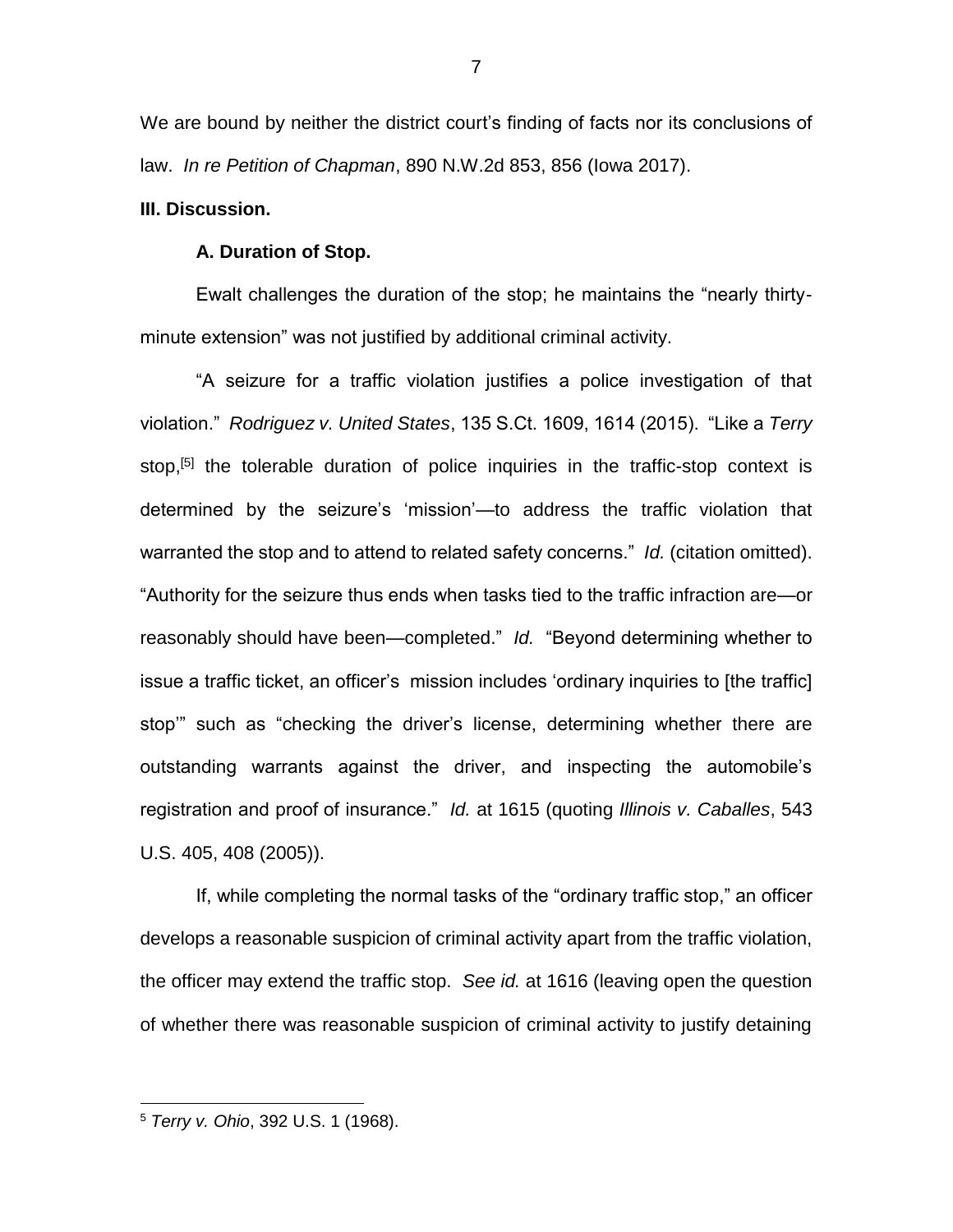We are bound by neither the district court's finding of facts nor its conclusions of law. *In re Petition of Chapman*, 890 N.W.2d 853, 856 (Iowa 2017).

**III. Discussion.**

**A. Duration of Stop.**

Ewalt challenges the duration of the stop; he maintains the "nearly thirty-minute extension" was not justified by additional criminal activity.

"A seizure for a traffic violation justifies a police investigation of that violation." *Rodriguez v. United States*, 135 S.Ct. 1609, 1614 (2015). "Like a *Terry* stop,[5] the tolerable duration of police inquiries in the traffic-stop context is determined by the seizure's 'mission'—to address the traffic violation that warranted the stop and to attend to related safety concerns." *Id.* (citation omitted). "Authority for the seizure thus ends when tasks tied to the traffic infraction are—or reasonably should have been—completed." *Id.* "Beyond determining whether to issue a traffic ticket, an officer's mission includes 'ordinary inquiries to [the traffic] stop'" such as "checking the driver's license, determining whether there are outstanding warrants against the driver, and inspecting the automobile's registration and proof of insurance." *Id.* at 1615 (quoting *Illinois v. Caballes*, 543 U.S. 405, 408 (2005)).

If, while completing the normal tasks of the "ordinary traffic stop," an officer develops a reasonable suspicion of criminal activity apart from the traffic violation, the officer may extend the traffic stop. *See id.* at 1616 (leaving open the question of whether there was reasonable suspicion of criminal activity to justify detaining

[5] *Terry v. Ohio*, 392 U.S. 1 (1968).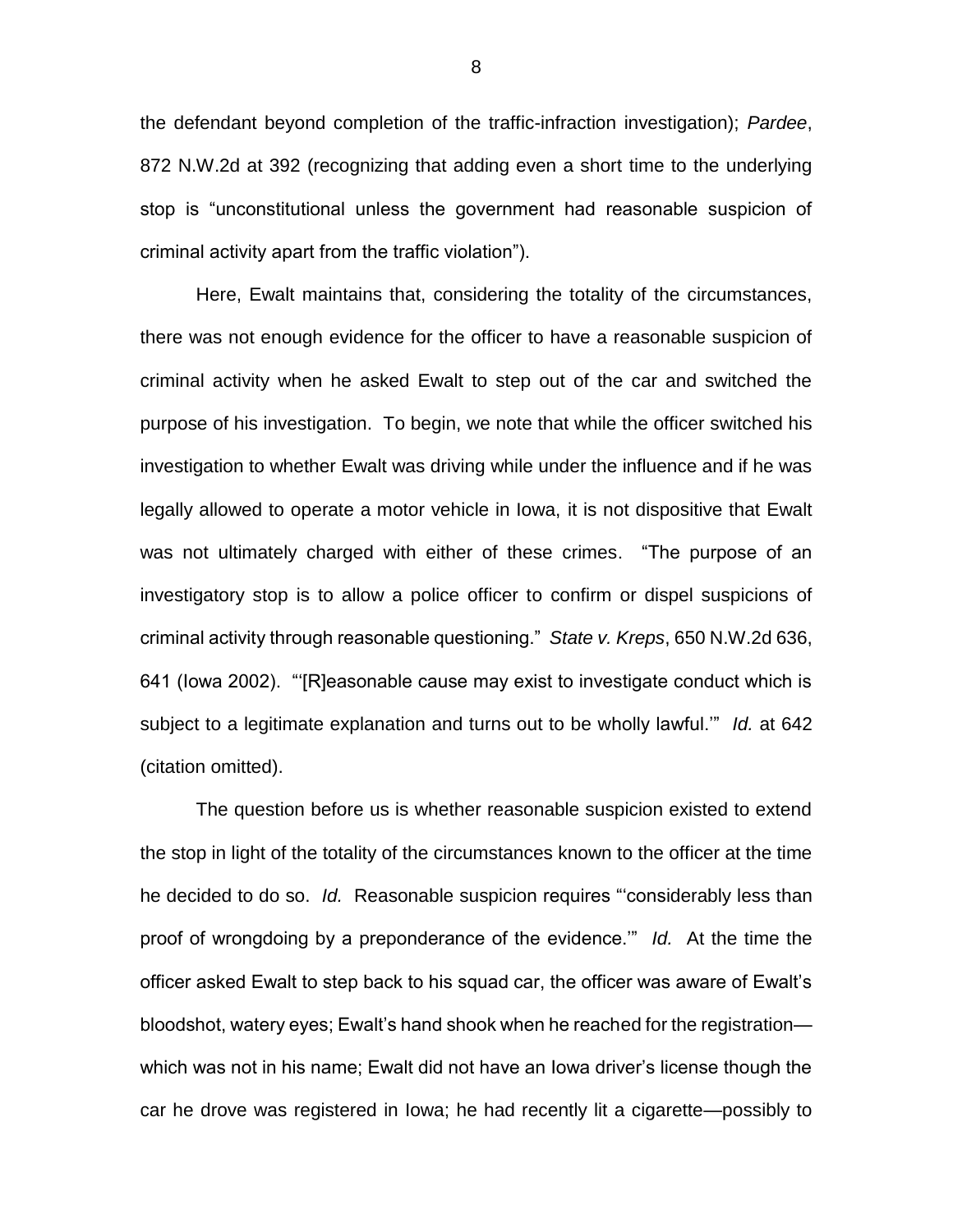the defendant beyond completion of the traffic-infraction investigation); *Pardee*, 872 N.W.2d at 392 (recognizing that adding even a short time to the underlying stop is "unconstitutional unless the government had reasonable suspicion of criminal activity apart from the traffic violation").

Here, Ewalt maintains that, considering the totality of the circumstances, there was not enough evidence for the officer to have a reasonable suspicion of criminal activity when he asked Ewalt to step out of the car and switched the purpose of his investigation. To begin, we note that while the officer switched his investigation to whether Ewalt was driving while under the influence and if he was legally allowed to operate a motor vehicle in Iowa, it is not dispositive that Ewalt was not ultimately charged with either of these crimes. "The purpose of an investigatory stop is to allow a police officer to confirm or dispel suspicions of criminal activity through reasonable questioning." *State v. Kreps*, 650 N.W.2d 636, 641 (Iowa 2002). "'[R]easonable cause may exist to investigate conduct which is subject to a legitimate explanation and turns out to be wholly lawful.'" *Id.* at 642 (citation omitted).

The question before us is whether reasonable suspicion existed to extend the stop in light of the totality of the circumstances known to the officer at the time he decided to do so. *Id.* Reasonable suspicion requires "'considerably less than proof of wrongdoing by a preponderance of the evidence.'" *Id.* At the time the officer asked Ewalt to step back to his squad car, the officer was aware of Ewalt's bloodshot, watery eyes; Ewalt's hand shook when he reached for the registration—which was not in his name; Ewalt did not have an Iowa driver's license though the car he drove was registered in Iowa; he had recently lit a cigarette—possibly to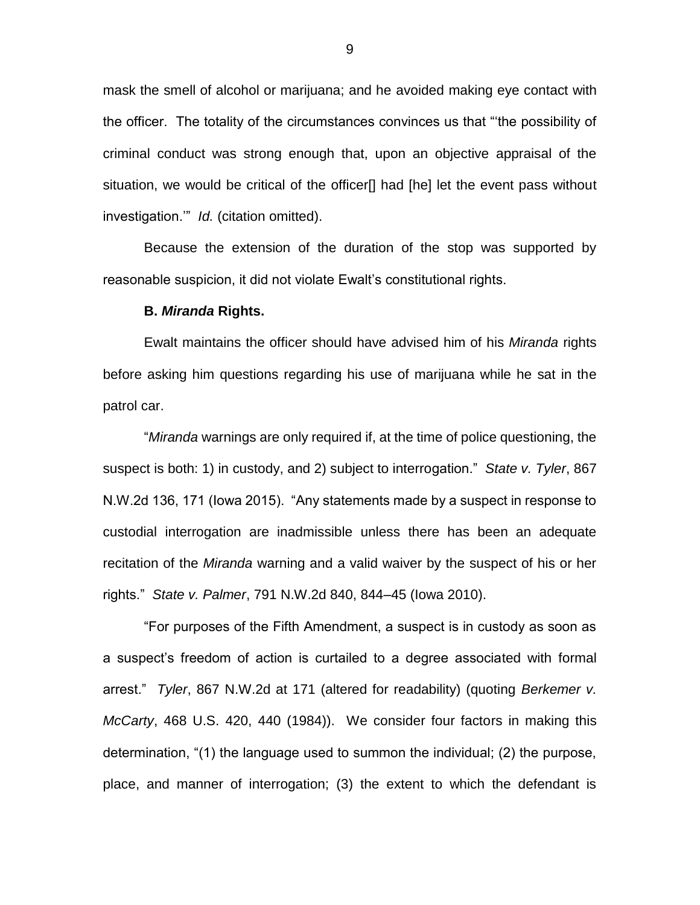mask the smell of alcohol or marijuana; and he avoided making eye contact with the officer. The totality of the circumstances convinces us that "'the possibility of criminal conduct was strong enough that, upon an objective appraisal of the situation, we would be critical of the officer[] had [he] let the event pass without investigation.'" *Id.* (citation omitted).

Because the extension of the duration of the stop was supported by reasonable suspicion, it did not violate Ewalt's constitutional rights.

**B. *Miranda* Rights.**

Ewalt maintains the officer should have advised him of his *Miranda* rights before asking him questions regarding his use of marijuana while he sat in the patrol car.

"*Miranda* warnings are only required if, at the time of police questioning, the suspect is both: 1) in custody, and 2) subject to interrogation." *State v. Tyler*, 867 N.W.2d 136, 171 (Iowa 2015). "Any statements made by a suspect in response to custodial interrogation are inadmissible unless there has been an adequate recitation of the *Miranda* warning and a valid waiver by the suspect of his or her rights." *State v. Palmer*, 791 N.W.2d 840, 844–45 (Iowa 2010).

"For purposes of the Fifth Amendment, a suspect is in custody as soon as a suspect's freedom of action is curtailed to a degree associated with formal arrest." *Tyler*, 867 N.W.2d at 171 (altered for readability) (quoting *Berkemer v. McCarty*, 468 U.S. 420, 440 (1984)). We consider four factors in making this determination, "(1) the language used to summon the individual; (2) the purpose, place, and manner of interrogation; (3) the extent to which the defendant is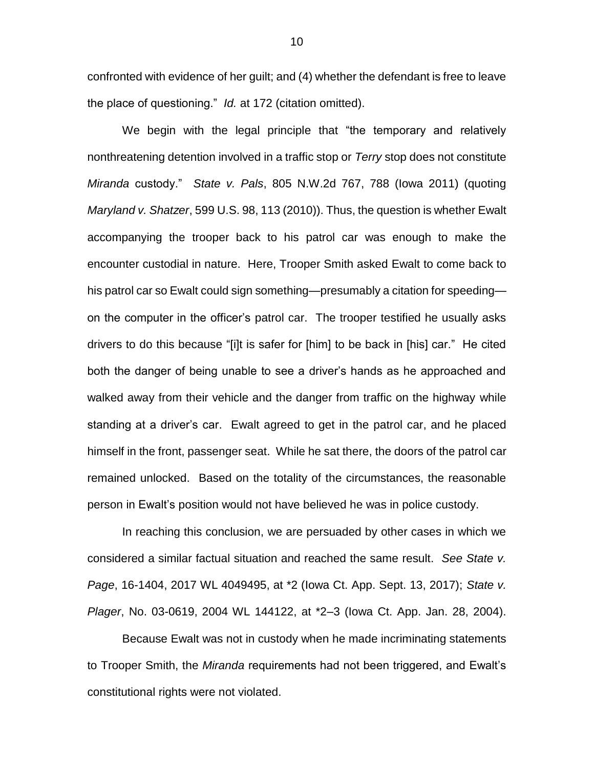confronted with evidence of her guilt; and (4) whether the defendant is free to leave the place of questioning." *Id.* at 172 (citation omitted).

We begin with the legal principle that "the temporary and relatively nonthreatening detention involved in a traffic stop or *Terry* stop does not constitute *Miranda* custody." *State v. Pals*, 805 N.W.2d 767, 788 (Iowa 2011) (quoting *Maryland v. Shatzer*, 599 U.S. 98, 113 (2010)). Thus, the question is whether Ewalt accompanying the trooper back to his patrol car was enough to make the encounter custodial in nature. Here, Trooper Smith asked Ewalt to come back to his patrol car so Ewalt could sign something—presumably a citation for speeding—on the computer in the officer's patrol car. The trooper testified he usually asks drivers to do this because "[i]t is safer for [him] to be back in [his] car." He cited both the danger of being unable to see a driver's hands as he approached and walked away from their vehicle and the danger from traffic on the highway while standing at a driver's car. Ewalt agreed to get in the patrol car, and he placed himself in the front, passenger seat. While he sat there, the doors of the patrol car remained unlocked. Based on the totality of the circumstances, the reasonable person in Ewalt's position would not have believed he was in police custody.

In reaching this conclusion, we are persuaded by other cases in which we considered a similar factual situation and reached the same result. *See State v. Page*, 16-1404, 2017 WL 4049495, at *2 (Iowa Ct. App. Sept. 13, 2017); *State v. Plager*, No. 03-0619, 2004 WL 144122, at *2–3 (Iowa Ct. App. Jan. 28, 2004).

Because Ewalt was not in custody when he made incriminating statements to Trooper Smith, the *Miranda* requirements had not been triggered, and Ewalt's constitutional rights were not violated.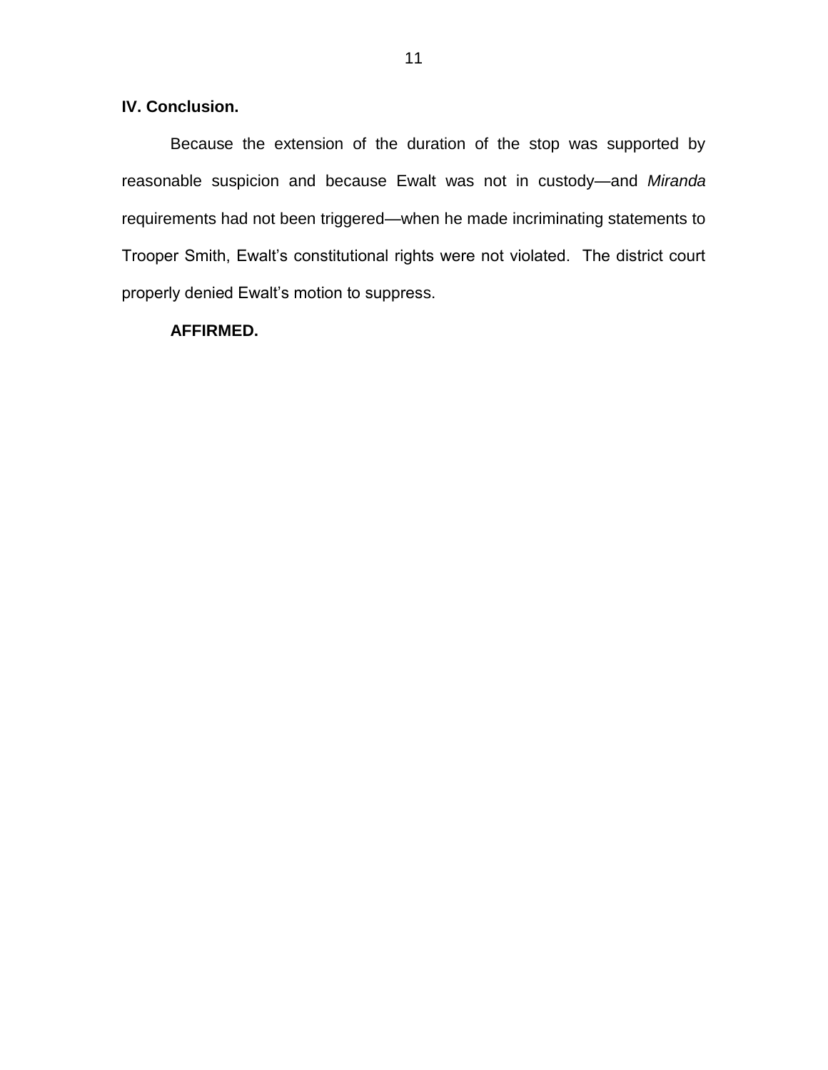## IV. Conclusion.

Because the extension of the duration of the stop was supported by reasonable suspicion and because Ewalt was not in custody—and *Miranda* requirements had not been triggered—when he made incriminating statements to Trooper Smith, Ewalt's constitutional rights were not violated. The district court properly denied Ewalt's motion to suppress.

**AFFIRMED.**